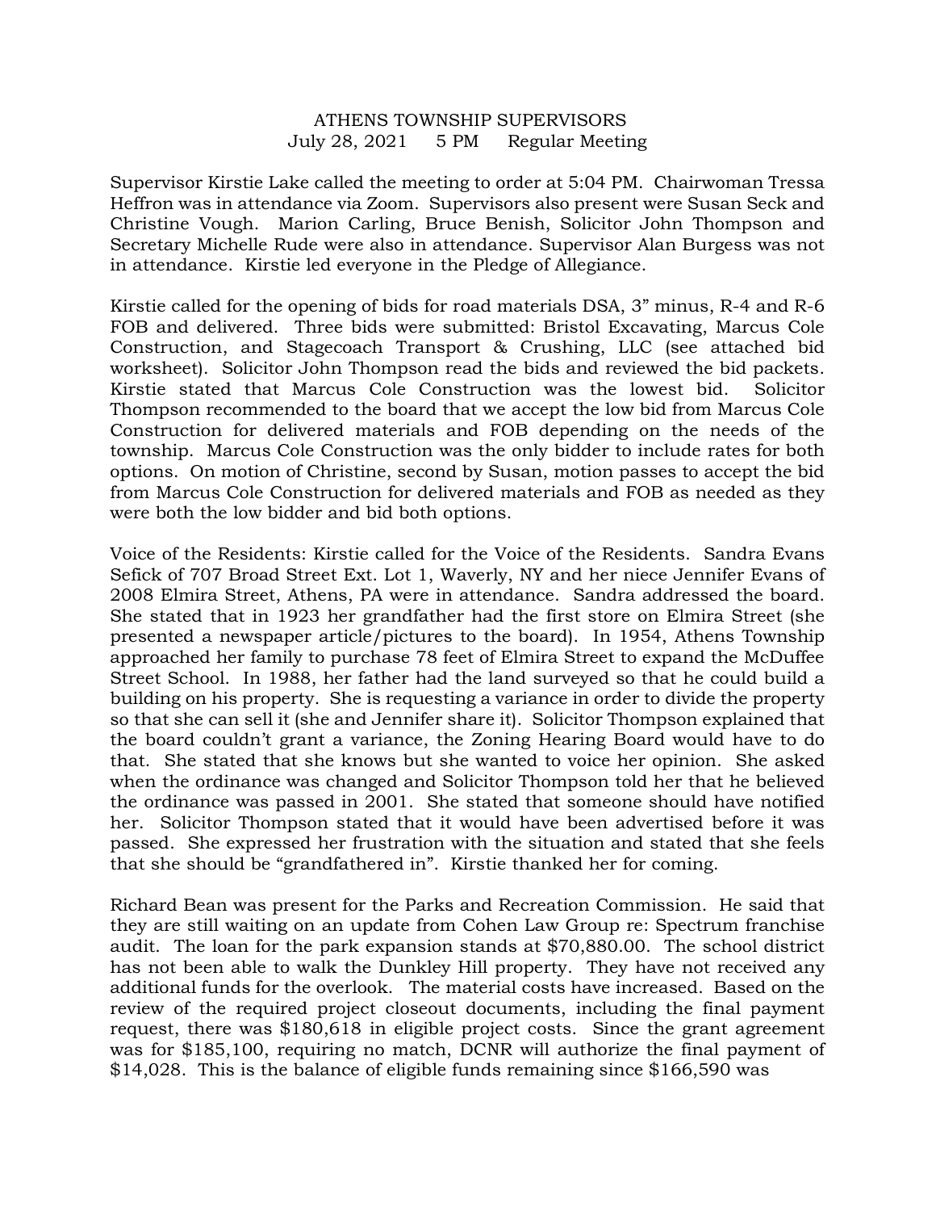ATHENS TOWNSHIP SUPERVISORS
July 28, 2021 5 PM Regular Meeting

Supervisor Kirstie Lake called the meeting to order at 5:04 PM. Chairwoman Tressa Heffron was in attendance via Zoom. Supervisors also present were Susan Seck and Christine Vough. Marion Carling, Bruce Benish, Solicitor John Thompson and Secretary Michelle Rude were also in attendance. Supervisor Alan Burgess was not in attendance. Kirstie led everyone in the Pledge of Allegiance.

Kirstie called for the opening of bids for road materials DSA, 3" minus, R-4 and R-6 FOB and delivered. Three bids were submitted: Bristol Excavating, Marcus Cole Construction, and Stagecoach Transport & Crushing, LLC (see attached bid worksheet). Solicitor John Thompson read the bids and reviewed the bid packets. Kirstie stated that Marcus Cole Construction was the lowest bid. Solicitor Thompson recommended to the board that we accept the low bid from Marcus Cole Construction for delivered materials and FOB depending on the needs of the township. Marcus Cole Construction was the only bidder to include rates for both options. On motion of Christine, second by Susan, motion passes to accept the bid from Marcus Cole Construction for delivered materials and FOB as needed as they were both the low bidder and bid both options.

Voice of the Residents: Kirstie called for the Voice of the Residents. Sandra Evans Sefick of 707 Broad Street Ext. Lot 1, Waverly, NY and her niece Jennifer Evans of 2008 Elmira Street, Athens, PA were in attendance. Sandra addressed the board. She stated that in 1923 her grandfather had the first store on Elmira Street (she presented a newspaper article/pictures to the board). In 1954, Athens Township approached her family to purchase 78 feet of Elmira Street to expand the McDuffee Street School. In 1988, her father had the land surveyed so that he could build a building on his property. She is requesting a variance in order to divide the property so that she can sell it (she and Jennifer share it). Solicitor Thompson explained that the board couldn't grant a variance, the Zoning Hearing Board would have to do that. She stated that she knows but she wanted to voice her opinion. She asked when the ordinance was changed and Solicitor Thompson told her that he believed the ordinance was passed in 2001. She stated that someone should have notified her. Solicitor Thompson stated that it would have been advertised before it was passed. She expressed her frustration with the situation and stated that she feels that she should be "grandfathered in". Kirstie thanked her for coming.

Richard Bean was present for the Parks and Recreation Commission. He said that they are still waiting on an update from Cohen Law Group re: Spectrum franchise audit. The loan for the park expansion stands at $70,880.00. The school district has not been able to walk the Dunkley Hill property. They have not received any additional funds for the overlook. The material costs have increased. Based on the review of the required project closeout documents, including the final payment request, there was $180,618 in eligible project costs. Since the grant agreement was for $185,100, requiring no match, DCNR will authorize the final payment of $14,028. This is the balance of eligible funds remaining since $166,590 was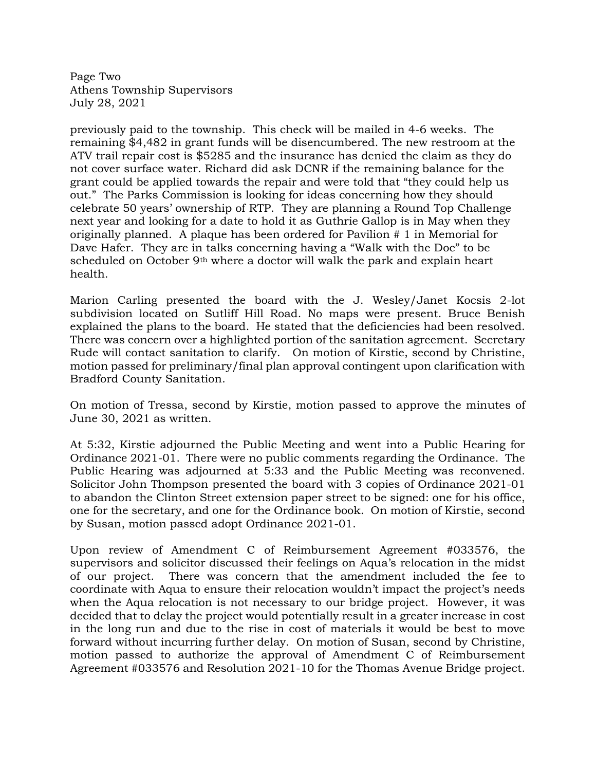previously paid to the township. This check will be mailed in 4-6 weeks. The remaining $4,482 in grant funds will be disencumbered. The new restroom at the ATV trail repair cost is $5285 and the insurance has denied the claim as they do not cover surface water. Richard did ask DCNR if the remaining balance for the grant could be applied towards the repair and were told that "they could help us out." The Parks Commission is looking for ideas concerning how they should celebrate 50 years' ownership of RTP. They are planning a Round Top Challenge next year and looking for a date to hold it as Guthrie Gallop is in May when they originally planned. A plaque has been ordered for Pavilion # 1 in Memorial for Dave Hafer. They are in talks concerning having a "Walk with the Doc" to be scheduled on October 9th where a doctor will walk the park and explain heart health.

Marion Carling presented the board with the J. Wesley/Janet Kocsis 2-lot subdivision located on Sutliff Hill Road. No maps were present. Bruce Benish explained the plans to the board. He stated that the deficiencies had been resolved. There was concern over a highlighted portion of the sanitation agreement. Secretary Rude will contact sanitation to clarify. On motion of Kirstie, second by Christine, motion passed for preliminary/final plan approval contingent upon clarification with Bradford County Sanitation.

On motion of Tressa, second by Kirstie, motion passed to approve the minutes of June 30, 2021 as written.

At 5:32, Kirstie adjourned the Public Meeting and went into a Public Hearing for Ordinance 2021-01. There were no public comments regarding the Ordinance. The Public Hearing was adjourned at 5:33 and the Public Meeting was reconvened. Solicitor John Thompson presented the board with 3 copies of Ordinance 2021-01 to abandon the Clinton Street extension paper street to be signed: one for his office, one for the secretary, and one for the Ordinance book. On motion of Kirstie, second by Susan, motion passed adopt Ordinance 2021-01.

Upon review of Amendment C of Reimbursement Agreement #033576, the supervisors and solicitor discussed their feelings on Aqua's relocation in the midst of our project. There was concern that the amendment included the fee to coordinate with Aqua to ensure their relocation wouldn't impact the project's needs when the Aqua relocation is not necessary to our bridge project. However, it was decided that to delay the project would potentially result in a greater increase in cost in the long run and due to the rise in cost of materials it would be best to move forward without incurring further delay. On motion of Susan, second by Christine, motion passed to authorize the approval of Amendment C of Reimbursement Agreement #033576 and Resolution 2021-10 for the Thomas Avenue Bridge project.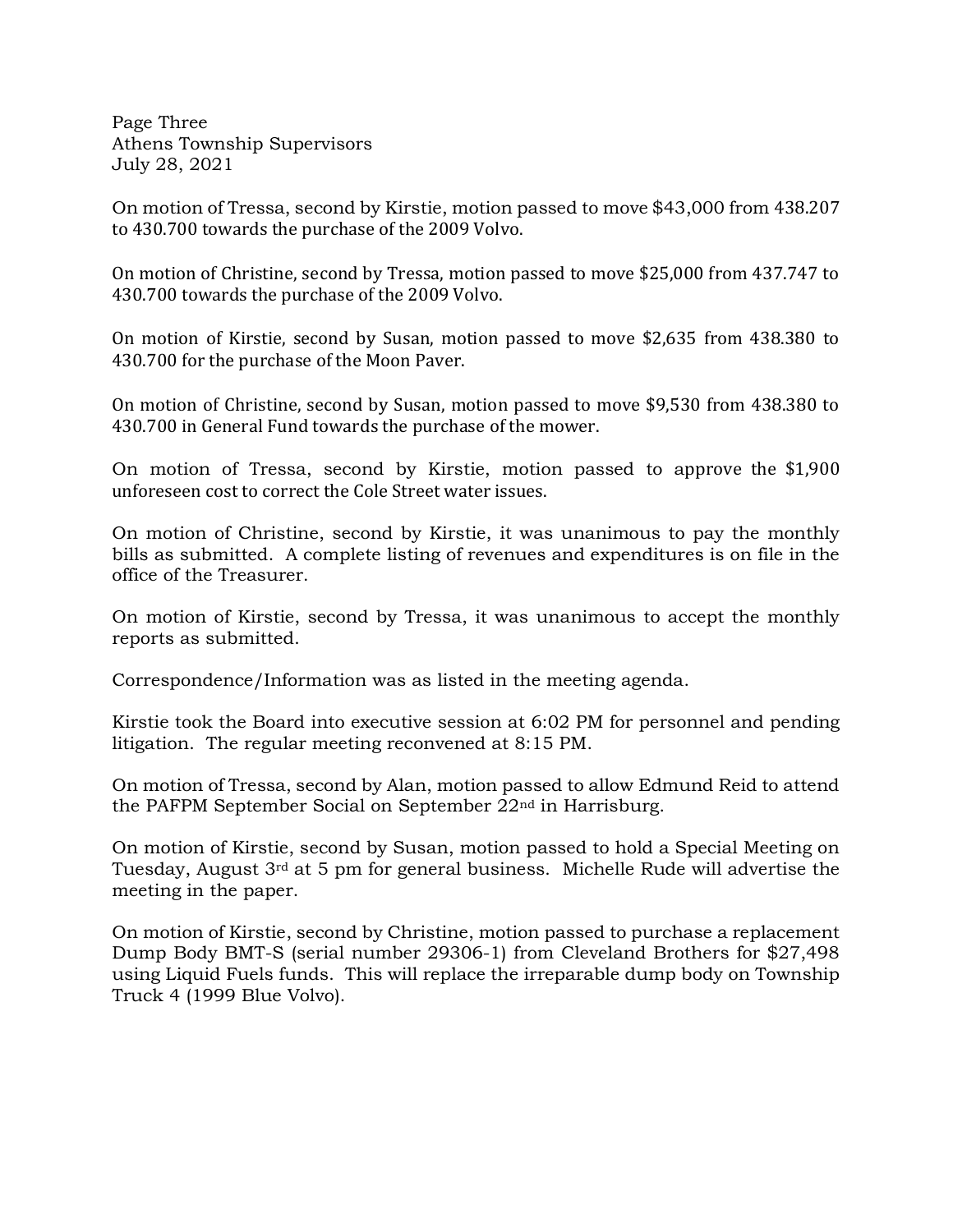On motion of Tressa, second by Kirstie, motion passed to move $43,000 from 438.207 to 430.700 towards the purchase of the 2009 Volvo.

On motion of Christine, second by Tressa, motion passed to move $25,000 from 437.747 to 430.700 towards the purchase of the 2009 Volvo.

On motion of Kirstie, second by Susan, motion passed to move $2,635 from 438.380 to 430.700 for the purchase of the Moon Paver.

On motion of Christine, second by Susan, motion passed to move $9,530 from 438.380 to 430.700 in General Fund towards the purchase of the mower.

On motion of Tressa, second by Kirstie, motion passed to approve the $1,900 unforeseen cost to correct the Cole Street water issues.

On motion of Christine, second by Kirstie, it was unanimous to pay the monthly bills as submitted. A complete listing of revenues and expenditures is on file in the office of the Treasurer.

On motion of Kirstie, second by Tressa, it was unanimous to accept the monthly reports as submitted.

Correspondence/Information was as listed in the meeting agenda.

Kirstie took the Board into executive session at 6:02 PM for personnel and pending litigation. The regular meeting reconvened at 8:15 PM.

On motion of Tressa, second by Alan, motion passed to allow Edmund Reid to attend the PAFPM September Social on September 22nd in Harrisburg.

On motion of Kirstie, second by Susan, motion passed to hold a Special Meeting on Tuesday, August 3rd at 5 pm for general business. Michelle Rude will advertise the meeting in the paper.

On motion of Kirstie, second by Christine, motion passed to purchase a replacement Dump Body BMT-S (serial number 29306-1) from Cleveland Brothers for $27,498 using Liquid Fuels funds. This will replace the irreparable dump body on Township Truck 4 (1999 Blue Volvo).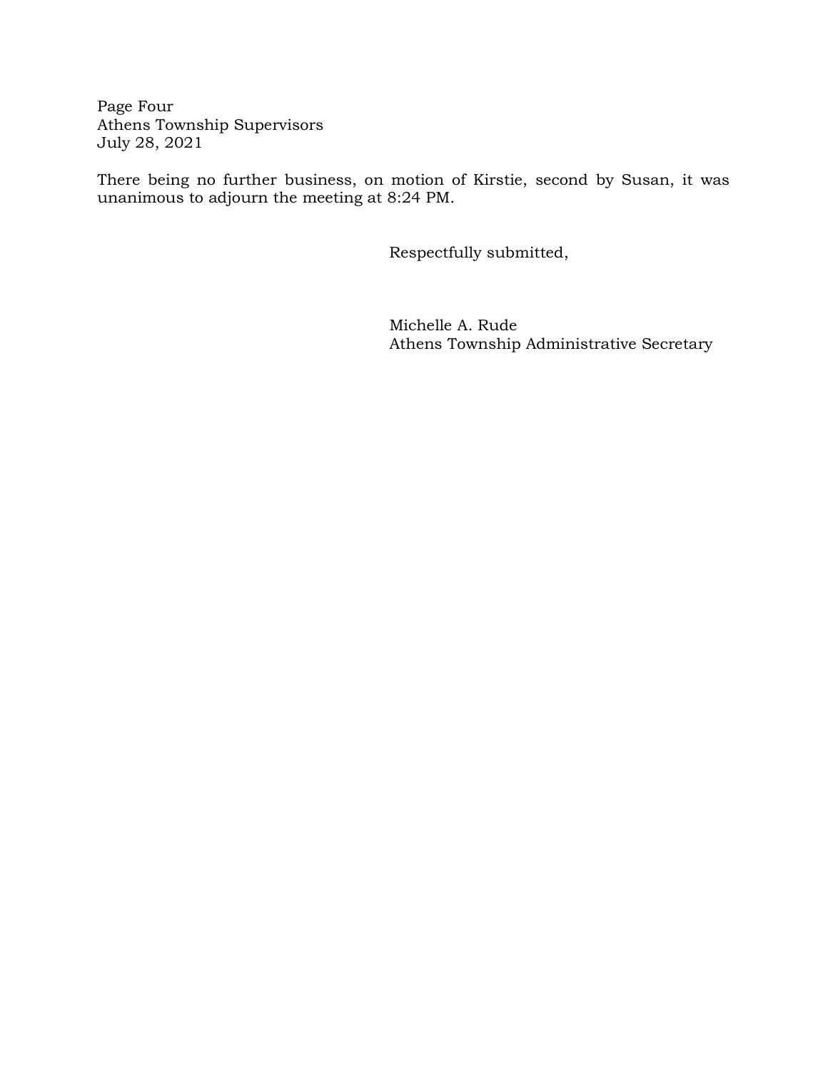There being no further business, on motion of Kirstie, second by Susan, it was unanimous to adjourn the meeting at 8:24 PM.

Respectfully submitted,

Michelle A. Rude
Athens Township Administrative Secretary